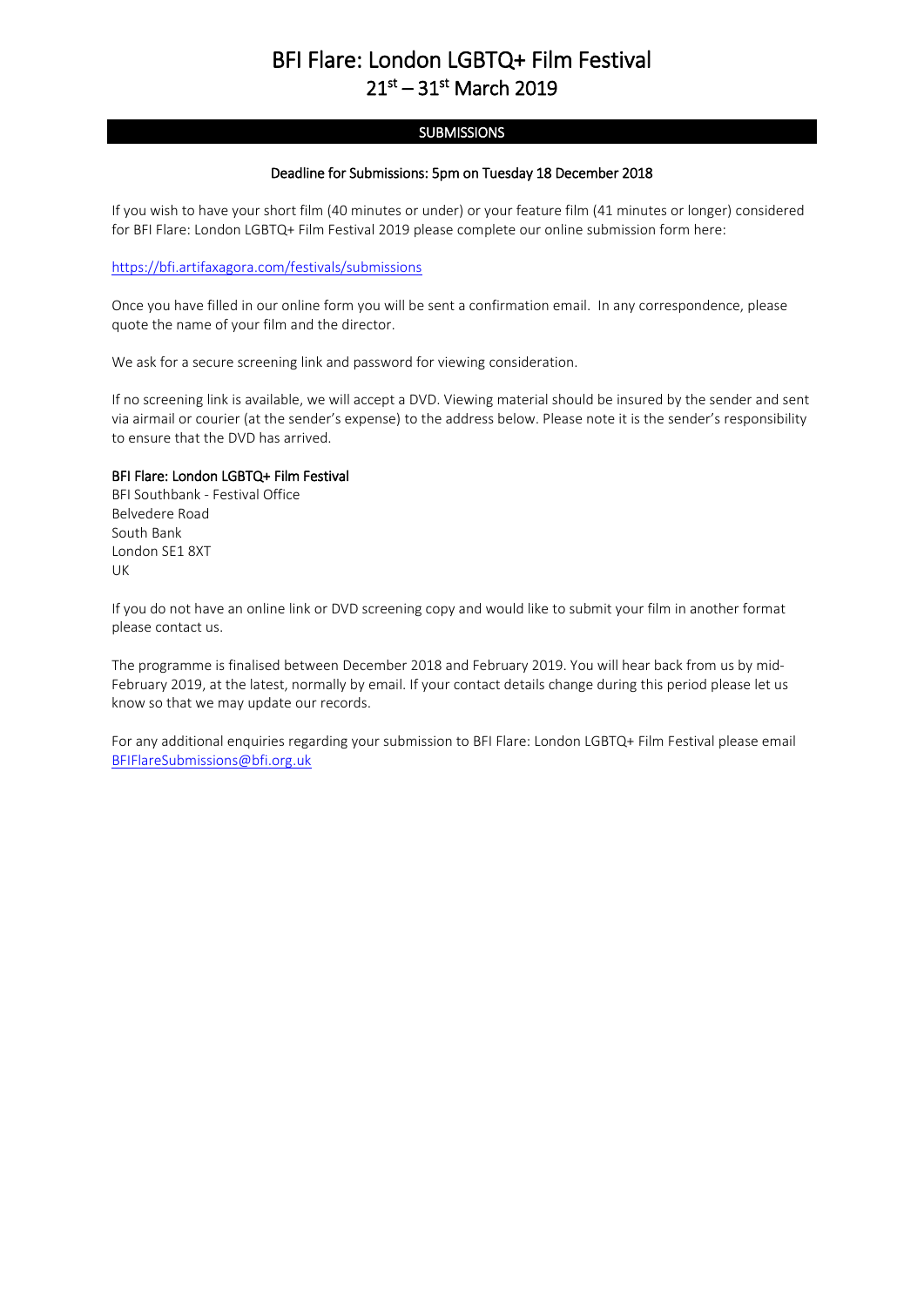# BFI Flare: London LGBTQ+ Film Festival
# 21st – 31st March 2019

## SUBMISSIONS

**Deadline for Submissions: 5pm on Tuesday 18 December 2018**

If you wish to have your short film (40 minutes or under) or your feature film (41 minutes or longer) considered for BFI Flare: London LGBTQ+ Film Festival 2019 please complete our online submission form here:

https://bfi.artifaxagora.com/festivals/submissions

Once you have filled in our online form you will be sent a confirmation email. In any correspondence, please quote the name of your film and the director.

We ask for a secure screening link and password for viewing consideration.

If no screening link is available, we will accept a DVD. Viewing material should be insured by the sender and sent via airmail or courier (at the sender's expense) to the address below. Please note it is the sender's responsibility to ensure that the DVD has arrived.

**BFI Flare: London LGBTQ+ Film Festival**
BFI Southbank - Festival Office
Belvedere Road
South Bank
London SE1 8XT
UK

If you do not have an online link or DVD screening copy and would like to submit your film in another format please contact us.

The programme is finalised between December 2018 and February 2019. You will hear back from us by mid-February 2019, at the latest, normally by email. If your contact details change during this period please let us know so that we may update our records.

For any additional enquiries regarding your submission to BFI Flare: London LGBTQ+ Film Festival please email BFIFlareSubmissions@bfi.org.uk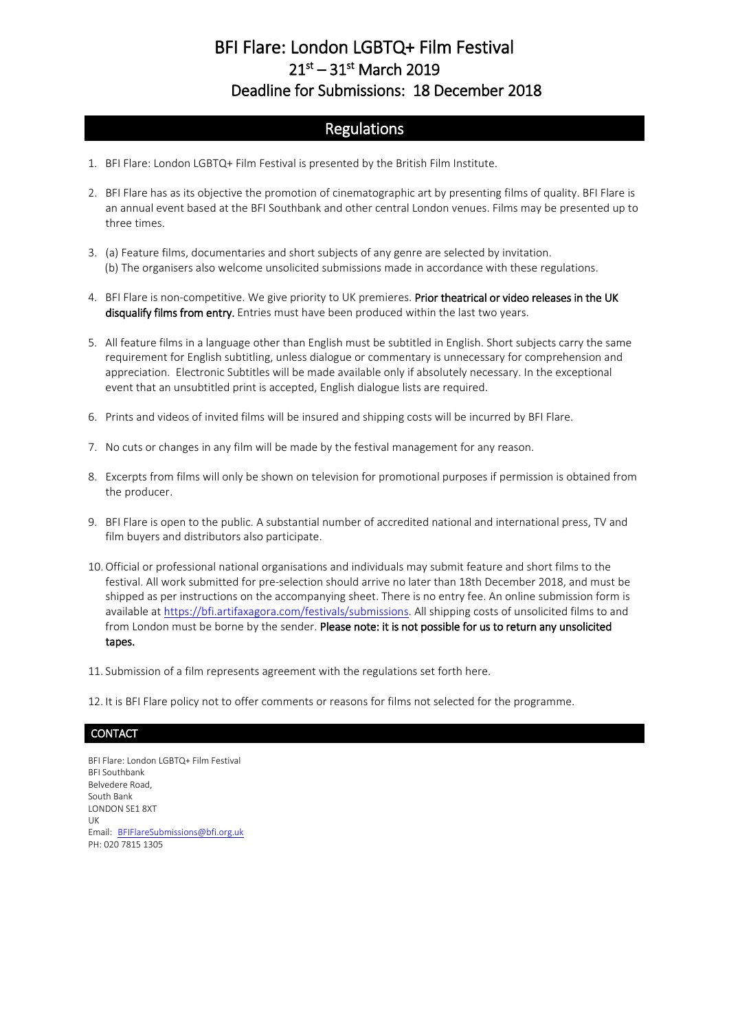# BFI Flare: London LGBTQ+ Film Festival

## 21st – 31st March 2019

## Deadline for Submissions: 18 December 2018

## Regulations

1. BFI Flare: London LGBTQ+ Film Festival is presented by the British Film Institute.
2. BFI Flare has as its objective the promotion of cinematographic art by presenting films of quality. BFI Flare is an annual event based at the BFI Southbank and other central London venues. Films may be presented up to three times.
3. (a) Feature films, documentaries and short subjects of any genre are selected by invitation.
   (b) The organisers also welcome unsolicited submissions made in accordance with these regulations.
4. BFI Flare is non-competitive. We give priority to UK premieres. **Prior theatrical or video releases in the UK disqualify films from entry.** Entries must have been produced within the last two years.
5. All feature films in a language other than English must be subtitled in English. Short subjects carry the same requirement for English subtitling, unless dialogue or commentary is unnecessary for comprehension and appreciation. Electronic Subtitles will be made available only if absolutely necessary. In the exceptional event that an unsubtitled print is accepted, English dialogue lists are required.
6. Prints and videos of invited films will be insured and shipping costs will be incurred by BFI Flare.
7. No cuts or changes in any film will be made by the festival management for any reason.
8. Excerpts from films will only be shown on television for promotional purposes if permission is obtained from the producer.
9. BFI Flare is open to the public. A substantial number of accredited national and international press, TV and film buyers and distributors also participate.
10. Official or professional national organisations and individuals may submit feature and short films to the festival. All work submitted for pre-selection should arrive no later than 18th December 2018, and must be shipped as per instructions on the accompanying sheet. There is no entry fee. An online submission form is available at https://bfi.artifaxagora.com/festivals/submissions. All shipping costs of unsolicited films to and from London must be borne by the sender. **Please note: it is not possible for us to return any unsolicited tapes.**
11. Submission of a film represents agreement with the regulations set forth here.
12. It is BFI Flare policy not to offer comments or reasons for films not selected for the programme.

## CONTACT

BFI Flare: London LGBTQ+ Film Festival
BFI Southbank
Belvedere Road,
South Bank
LONDON SE1 8XT
UK
Email: BFIFlareSubmissions@bfi.org.uk
PH: 020 7815 1305